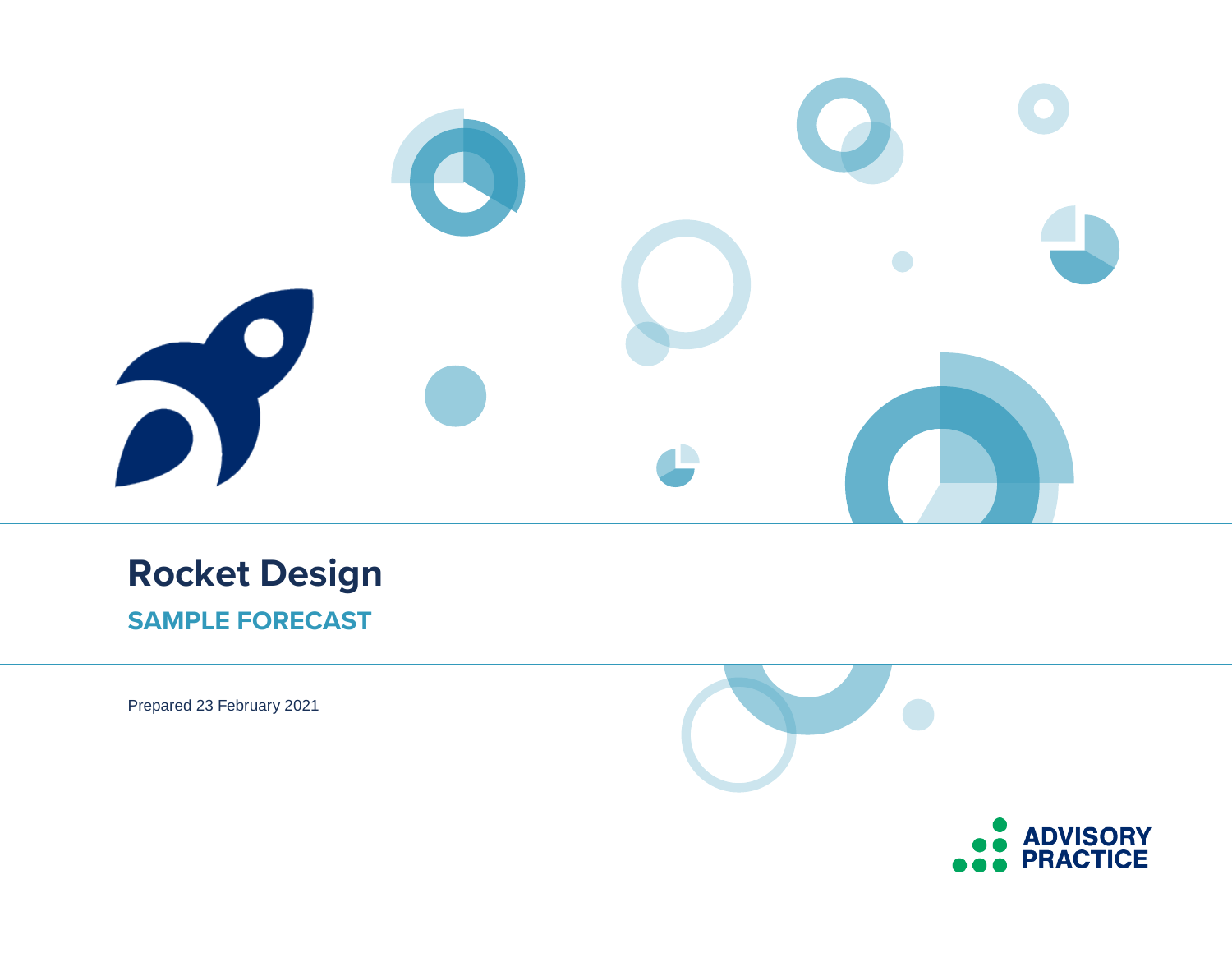# Rocket Design

## SAMPLE FORECAST

Prepared 23 February 2021

ADVISORY PRACTICE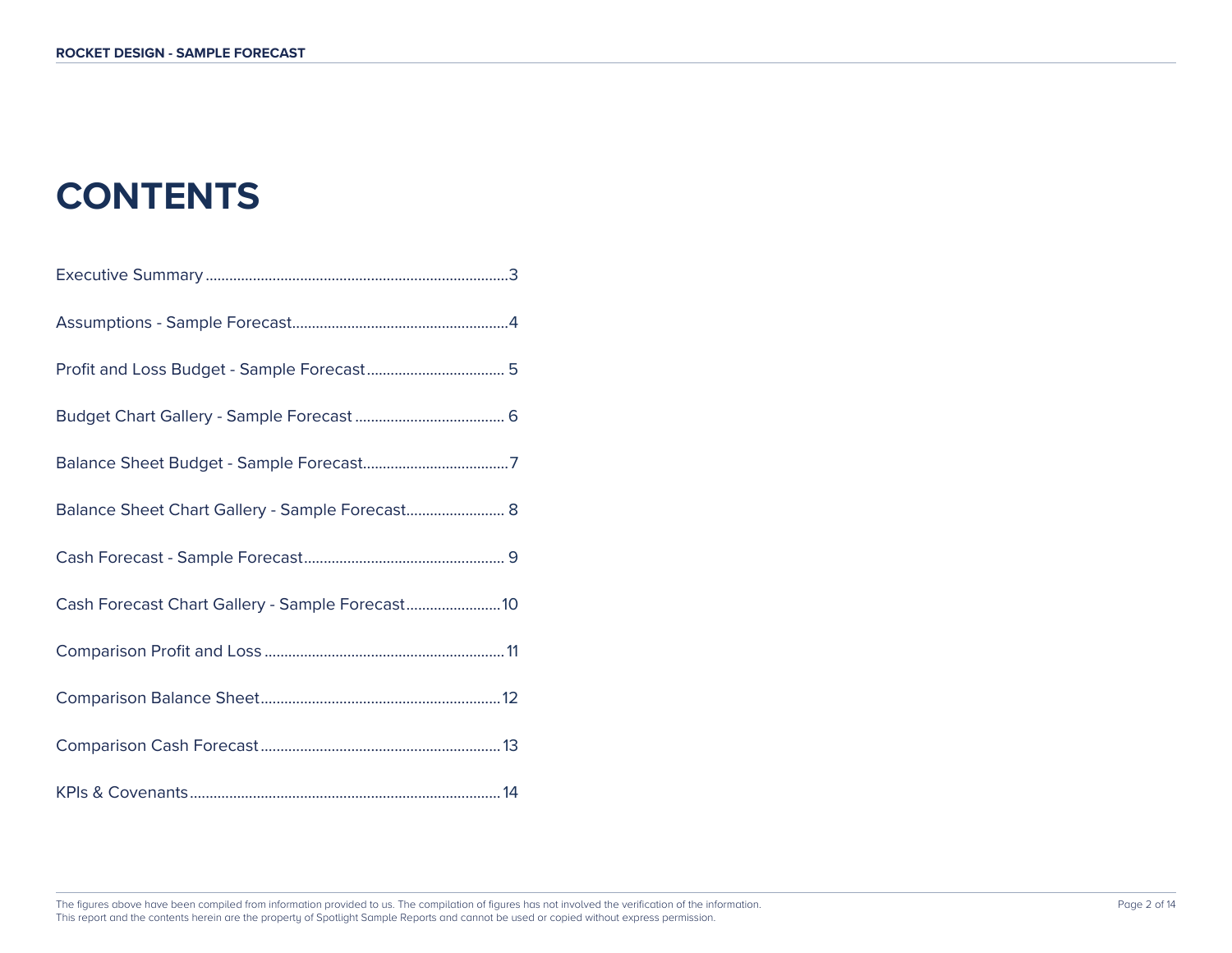# CONTENTS

Executive Summary ........................................................................3

Assumptions - Sample Forecast......................................................4

Profit and Loss Budget - Sample Forecast.................................. 5

Budget Chart Gallery - Sample Forecast ..................................... 6

Balance Sheet Budget - Sample Forecast....................................7

Balance Sheet Chart Gallery - Sample Forecast......................... 8

Cash Forecast - Sample Forecast.................................................. 9

Cash Forecast Chart Gallery - Sample Forecast........................10

Comparison Profit and Loss ............................................................11

Comparison Balance Sheet............................................................12

Comparison Cash Forecast ............................................................13

KPIs & Covenants..............................................................................14

The figures above have been compiled from information provided to us. The compilation of figures has not involved the verification of the information.
This report and the contents herein are the property of Spotlight Sample Reports and cannot be used or copied without express permission.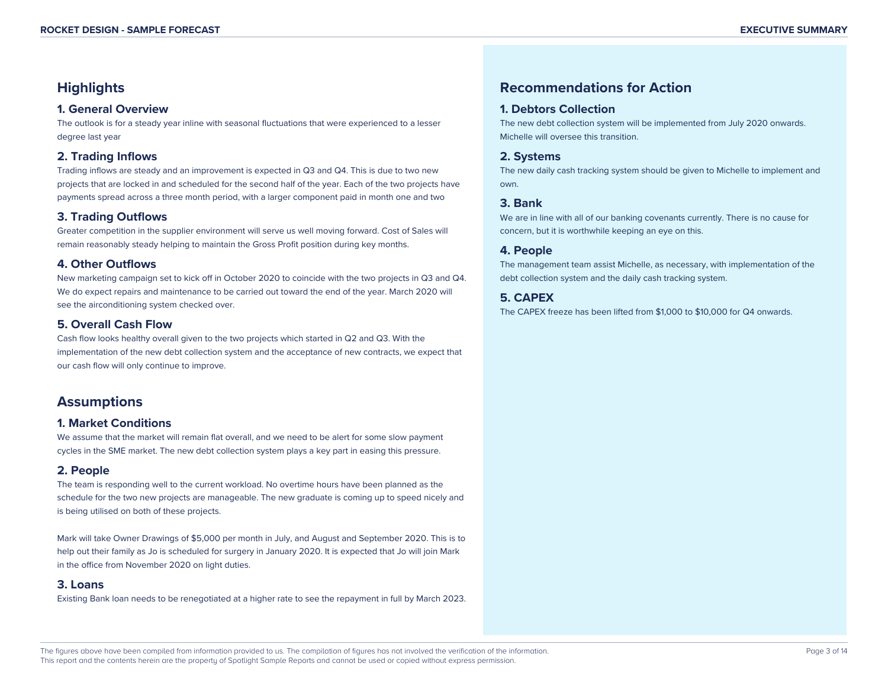## Highlights

### 1. General Overview

The outlook is for a steady year inline with seasonal fluctuations that were experienced to a lesser degree last year

### 2. Trading Inflows

Trading inflows are steady and an improvement is expected in Q3 and Q4. This is due to two new projects that are locked in and scheduled for the second half of the year. Each of the two projects have payments spread across a three month period, with a larger component paid in month one and two

### 3. Trading Outflows

Greater competition in the supplier environment will serve us well moving forward. Cost of Sales will remain reasonably steady helping to maintain the Gross Profit position during key months.

### 4. Other Outflows

New marketing campaign set to kick off in October 2020 to coincide with the two projects in Q3 and Q4. We do expect repairs and maintenance to be carried out toward the end of the year. March 2020 will see the airconditioning system checked over.

### 5. Overall Cash Flow

Cash flow looks healthy overall given to the two projects which started in Q2 and Q3. With the implementation of the new debt collection system and the acceptance of new contracts, we expect that our cash flow will only continue to improve.

## Assumptions

### 1. Market Conditions

We assume that the market will remain flat overall, and we need to be alert for some slow payment cycles in the SME market. The new debt collection system plays a key part in easing this pressure.

### 2. People

The team is responding well to the current workload. No overtime hours have been planned as the schedule for the two new projects are manageable. The new graduate is coming up to speed nicely and is being utilised on both of these projects.

Mark will take Owner Drawings of $5,000 per month in July, and August and September 2020. This is to help out their family as Jo is scheduled for surgery in January 2020. It is expected that Jo will join Mark in the office from November 2020 on light duties.

### 3. Loans

Existing Bank loan needs to be renegotiated at a higher rate to see the repayment in full by March 2023.

## Recommendations for Action

### 1. Debtors Collection

The new debt collection system will be implemented from July 2020 onwards. Michelle will oversee this transition.

### 2. Systems

The new daily cash tracking system should be given to Michelle to implement and own.

### 3. Bank

We are in line with all of our banking covenants currently. There is no cause for concern, but it is worthwhile keeping an eye on this.

### 4. People

The management team assist Michelle, as necessary, with implementation of the debt collection system and the daily cash tracking system.

### 5. CAPEX

The CAPEX freeze has been lifted from $1,000 to $10,000 for Q4 onwards.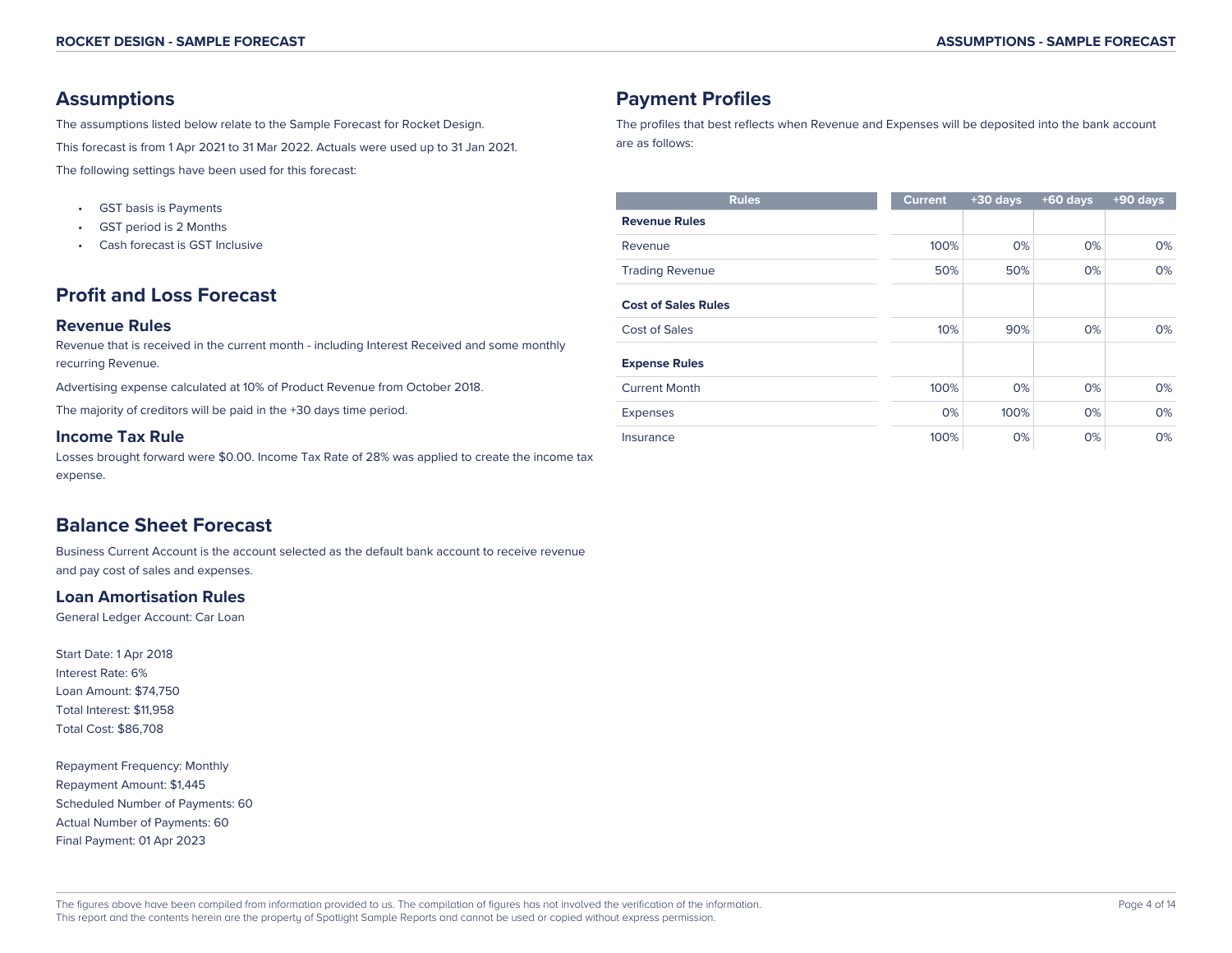## Assumptions

The assumptions listed below relate to the Sample Forecast for Rocket Design.

This forecast is from 1 Apr 2021 to 31 Mar 2022. Actuals were used up to 31 Jan 2021.

The following settings have been used for this forecast:

- GST basis is Payments
- GST period is 2 Months
- Cash forecast is GST Inclusive

## Profit and Loss Forecast

### Revenue Rules

Revenue that is received in the current month - including Interest Received and some monthly recurring Revenue.

Advertising expense calculated at 10% of Product Revenue from October 2018.

The majority of creditors will be paid in the +30 days time period.

### Income Tax Rule

Losses brought forward were $0.00. Income Tax Rate of 28% was applied to create the income tax expense.

## Balance Sheet Forecast

Business Current Account is the account selected as the default bank account to receive revenue and pay cost of sales and expenses.

### Loan Amortisation Rules

General Ledger Account: Car Loan

Start Date: 1 Apr 2018
Interest Rate: 6%
Loan Amount: $74,750
Total Interest: $11,958
Total Cost: $86,708

Repayment Frequency: Monthly
Repayment Amount: $1,445
Scheduled Number of Payments: 60
Actual Number of Payments: 60
Final Payment: 01 Apr 2023

## Payment Profiles

The profiles that best reflects when Revenue and Expenses will be deposited into the bank account are as follows:

| Rules | Current | +30 days | +60 days | +90 days |
|---|---|---|---|---|
| **Revenue Rules** | | | | |
| Revenue | 100% | 0% | 0% | 0% |
| Trading Revenue | 50% | 50% | 0% | 0% |
| **Cost of Sales Rules** | | | | |
| Cost of Sales | 10% | 90% | 0% | 0% |
| **Expense Rules** | | | | |
| Current Month | 100% | 0% | 0% | 0% |
| Expenses | 0% | 100% | 0% | 0% |
| Insurance | 100% | 0% | 0% | 0% |

The figures above have been compiled from information provided to us. The compilation of figures has not involved the verification of the information.
This report and the contents herein are the property of Spotlight Sample Reports and cannot be used or copied without express permission.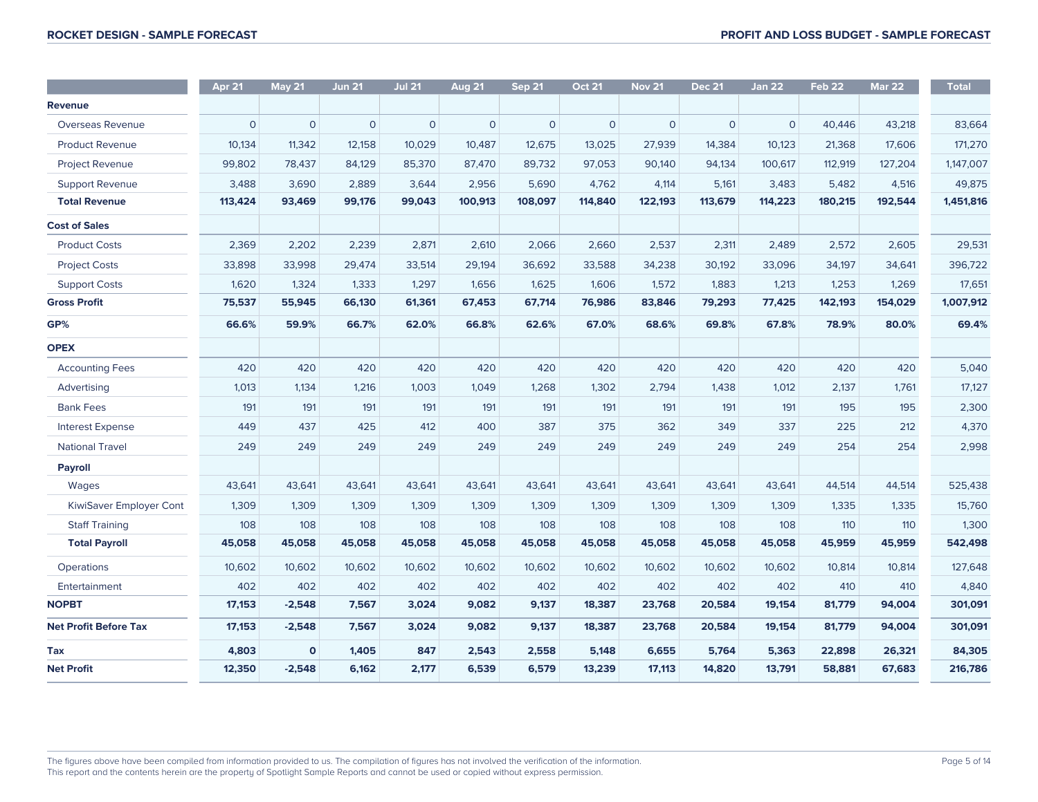| | Apr 21 | May 21 | Jun 21 | Jul 21 | Aug 21 | Sep 21 | Oct 21 | Nov 21 | Dec 21 | Jan 22 | Feb 22 | Mar 22 | Total |
|---|---|---|---|---|---|---|---|---|---|---|---|---|---|
| **Revenue** | | | | | | | | | | | | | |
| Overseas Revenue | 0 | 0 | 0 | 0 | 0 | 0 | 0 | 0 | 0 | 0 | 40,446 | 43,218 | 83,664 |
| Product Revenue | 10,134 | 11,342 | 12,158 | 10,029 | 10,487 | 12,675 | 13,025 | 27,939 | 14,384 | 10,123 | 21,368 | 17,606 | 171,270 |
| Project Revenue | 99,802 | 78,437 | 84,129 | 85,370 | 87,470 | 89,732 | 97,053 | 90,140 | 94,134 | 100,617 | 112,919 | 127,204 | 1,147,007 |
| Support Revenue | 3,488 | 3,690 | 2,889 | 3,644 | 2,956 | 5,690 | 4,762 | 4,114 | 5,161 | 3,483 | 5,482 | 4,516 | 49,875 |
| **Total Revenue** | **113,424** | **93,469** | **99,176** | **99,043** | **100,913** | **108,097** | **114,840** | **122,193** | **113,679** | **114,223** | **180,215** | **192,544** | **1,451,816** |
| **Cost of Sales** | | | | | | | | | | | | | |
| Product Costs | 2,369 | 2,202 | 2,239 | 2,871 | 2,610 | 2,066 | 2,660 | 2,537 | 2,311 | 2,489 | 2,572 | 2,605 | 29,531 |
| Project Costs | 33,898 | 33,998 | 29,474 | 33,514 | 29,194 | 36,692 | 33,588 | 34,238 | 30,192 | 33,096 | 34,197 | 34,641 | 396,722 |
| Support Costs | 1,620 | 1,324 | 1,333 | 1,297 | 1,656 | 1,625 | 1,606 | 1,572 | 1,883 | 1,213 | 1,253 | 1,269 | 17,651 |
| **Gross Profit** | **75,537** | **55,945** | **66,130** | **61,361** | **67,453** | **67,714** | **76,986** | **83,846** | **79,293** | **77,425** | **142,193** | **154,029** | **1,007,912** |
| **GP%** | **66.6%** | **59.9%** | **66.7%** | **62.0%** | **66.8%** | **62.6%** | **67.0%** | **68.6%** | **69.8%** | **67.8%** | **78.9%** | **80.0%** | **69.4%** |
| **OPEX** | | | | | | | | | | | | | |
| Accounting Fees | 420 | 420 | 420 | 420 | 420 | 420 | 420 | 420 | 420 | 420 | 420 | 420 | 5,040 |
| Advertising | 1,013 | 1,134 | 1,216 | 1,003 | 1,049 | 1,268 | 1,302 | 2,794 | 1,438 | 1,012 | 2,137 | 1,761 | 17,127 |
| Bank Fees | 191 | 191 | 191 | 191 | 191 | 191 | 191 | 191 | 191 | 191 | 195 | 195 | 2,300 |
| Interest Expense | 449 | 437 | 425 | 412 | 400 | 387 | 375 | 362 | 349 | 337 | 225 | 212 | 4,370 |
| National Travel | 249 | 249 | 249 | 249 | 249 | 249 | 249 | 249 | 249 | 249 | 254 | 254 | 2,998 |
| **Payroll** | | | | | | | | | | | | | |
| Wages | 43,641 | 43,641 | 43,641 | 43,641 | 43,641 | 43,641 | 43,641 | 43,641 | 43,641 | 43,641 | 44,514 | 44,514 | 525,438 |
| KiwiSaver Employer Cont | 1,309 | 1,309 | 1,309 | 1,309 | 1,309 | 1,309 | 1,309 | 1,309 | 1,309 | 1,309 | 1,335 | 1,335 | 15,760 |
| Staff Training | 108 | 108 | 108 | 108 | 108 | 108 | 108 | 108 | 108 | 108 | 110 | 110 | 1,300 |
| **Total Payroll** | **45,058** | **45,058** | **45,058** | **45,058** | **45,058** | **45,058** | **45,058** | **45,058** | **45,058** | **45,058** | **45,959** | **45,959** | **542,498** |
| Operations | 10,602 | 10,602 | 10,602 | 10,602 | 10,602 | 10,602 | 10,602 | 10,602 | 10,602 | 10,602 | 10,814 | 10,814 | 127,648 |
| Entertainment | 402 | 402 | 402 | 402 | 402 | 402 | 402 | 402 | 402 | 402 | 410 | 410 | 4,840 |
| **NOPBT** | **17,153** | **-2,548** | **7,567** | **3,024** | **9,082** | **9,137** | **18,387** | **23,768** | **20,584** | **19,154** | **81,779** | **94,004** | **301,091** |
| **Net Profit Before Tax** | **17,153** | **-2,548** | **7,567** | **3,024** | **9,082** | **9,137** | **18,387** | **23,768** | **20,584** | **19,154** | **81,779** | **94,004** | **301,091** |
| **Tax** | **4,803** | **0** | **1,405** | **847** | **2,543** | **2,558** | **5,148** | **6,655** | **5,764** | **5,363** | **22,898** | **26,321** | **84,305** |
| **Net Profit** | **12,350** | **-2,548** | **6,162** | **2,177** | **6,539** | **6,579** | **13,239** | **17,113** | **14,820** | **13,791** | **58,881** | **67,683** | **216,786** |

The figures above have been compiled from information provided to us. The compilation of figures has not involved the verification of the information.
This report and the contents herein are the property of Spotlight Sample Reports and cannot be used or copied without express permission.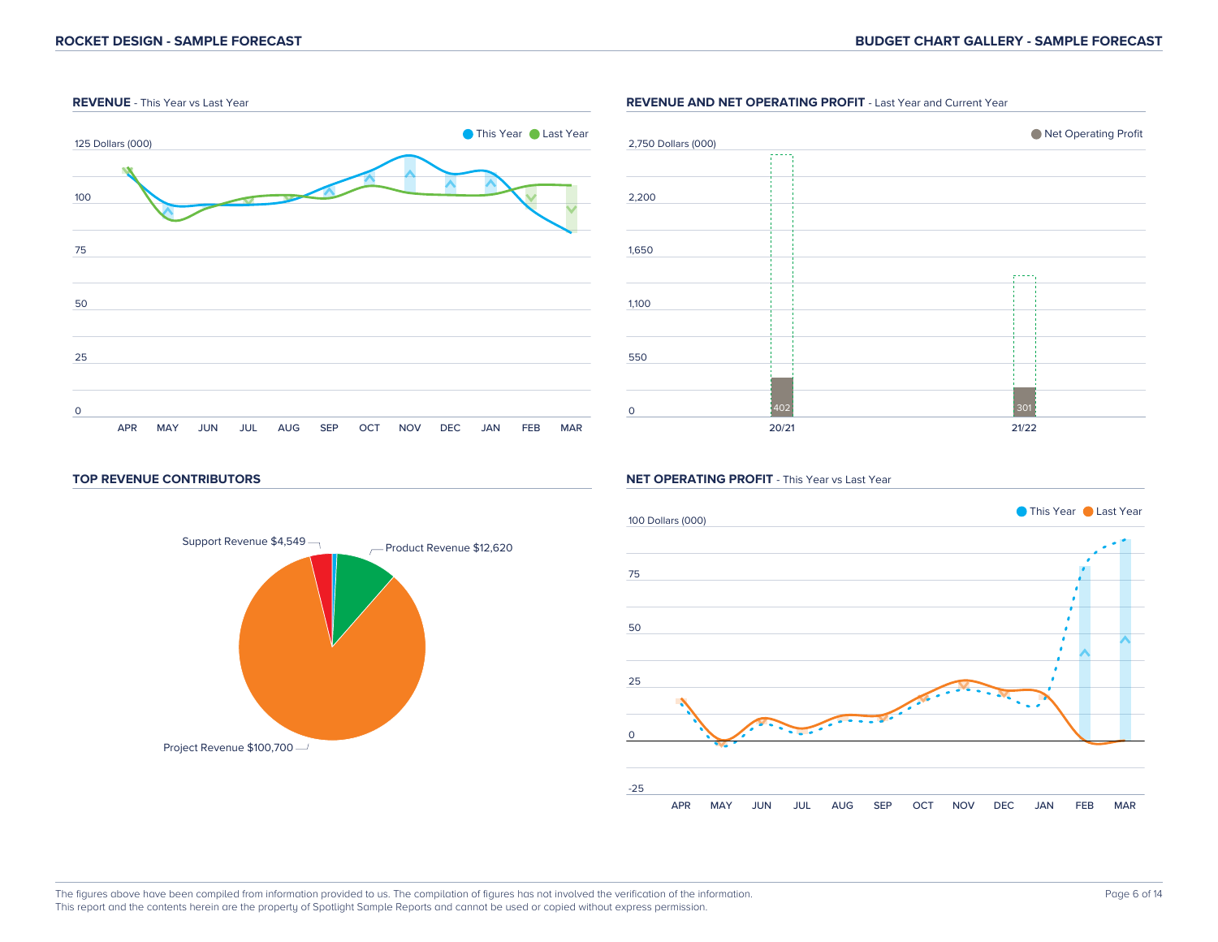#### REVENUE - This Year vs Last Year

This Year  Last Year

125 Dollars (000)

100

75

50

25

0

APR MAY JUN JUL AUG SEP OCT NOV DEC JAN FEB MAR

#### REVENUE AND NET OPERATING PROFIT - Last Year and Current Year

Net Operating Profit

2,750 Dollars (000)

2,200

1,650

1,100

550

0

| | 20/21 | 21/22 |
|---|---|---|
| Net Operating Profit | 402 | 301 |

#### TOP REVENUE CONTRIBUTORS

Support Revenue $4,549

Product Revenue $12,620

Project Revenue $100,700

#### NET OPERATING PROFIT - This Year vs Last Year

This Year  Last Year

100 Dollars (000)

75

50

25

0

-25

APR MAY JUN JUL AUG SEP OCT NOV DEC JAN FEB MAR

The figures above have been compiled from information provided to us. The compilation of figures has not involved the verification of the information.
This report and the contents herein are the property of Spotlight Sample Reports and cannot be used or copied without express permission.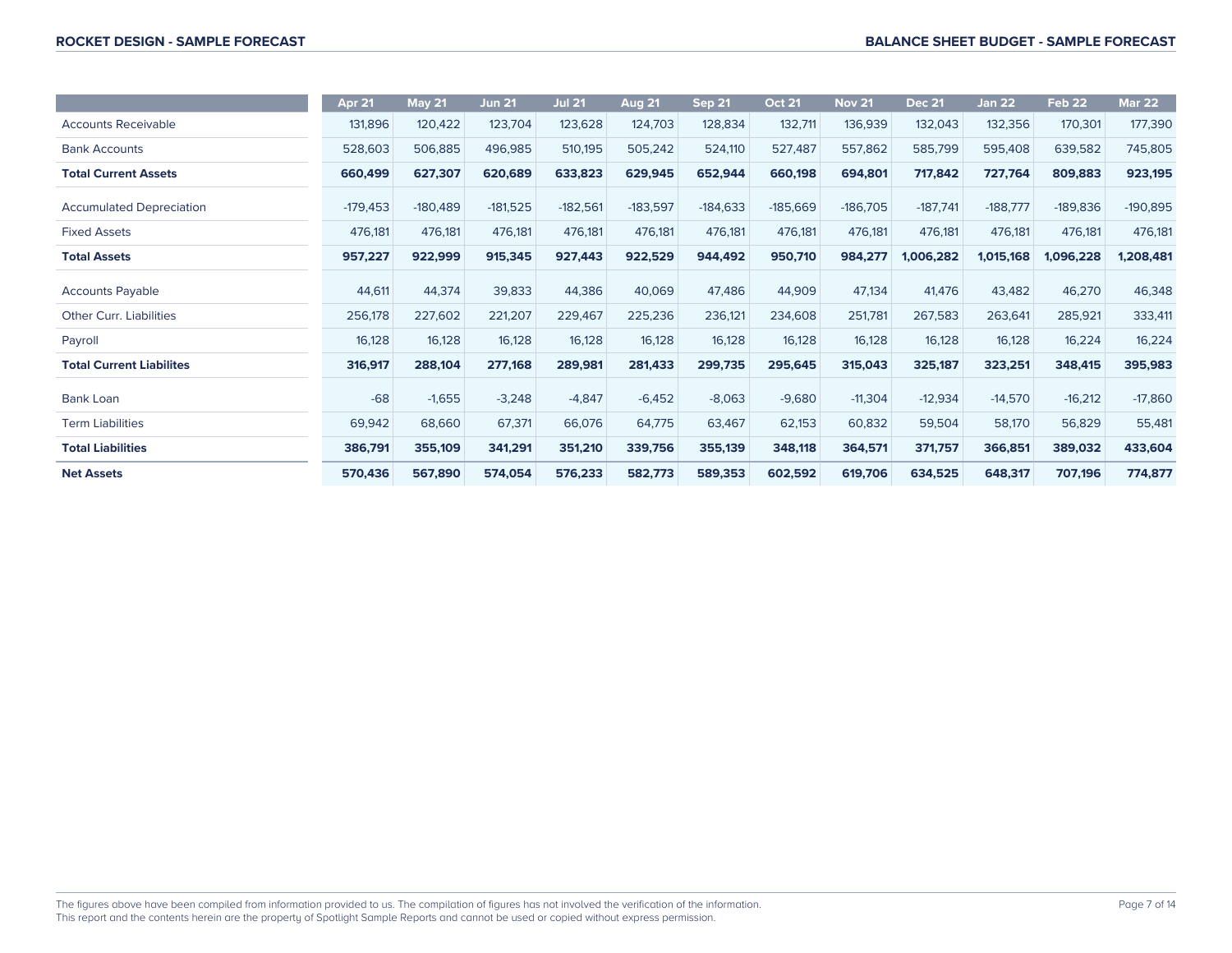| | Apr 21 | May 21 | Jun 21 | Jul 21 | Aug 21 | Sep 21 | Oct 21 | Nov 21 | Dec 21 | Jan 22 | Feb 22 | Mar 22 |
|---|---|---|---|---|---|---|---|---|---|---|---|---|
| Accounts Receivable | 131,896 | 120,422 | 123,704 | 123,628 | 124,703 | 128,834 | 132,711 | 136,939 | 132,043 | 132,356 | 170,301 | 177,390 |
| Bank Accounts | 528,603 | 506,885 | 496,985 | 510,195 | 505,242 | 524,110 | 527,487 | 557,862 | 585,799 | 595,408 | 639,582 | 745,805 |
| **Total Current Assets** | **660,499** | **627,307** | **620,689** | **633,823** | **629,945** | **652,944** | **660,198** | **694,801** | **717,842** | **727,764** | **809,883** | **923,195** |
| Accumulated Depreciation | -179,453 | -180,489 | -181,525 | -182,561 | -183,597 | -184,633 | -185,669 | -186,705 | -187,741 | -188,777 | -189,836 | -190,895 |
| Fixed Assets | 476,181 | 476,181 | 476,181 | 476,181 | 476,181 | 476,181 | 476,181 | 476,181 | 476,181 | 476,181 | 476,181 | 476,181 |
| **Total Assets** | **957,227** | **922,999** | **915,345** | **927,443** | **922,529** | **944,492** | **950,710** | **984,277** | **1,006,282** | **1,015,168** | **1,096,228** | **1,208,481** |
| Accounts Payable | 44,611 | 44,374 | 39,833 | 44,386 | 40,069 | 47,486 | 44,909 | 47,134 | 41,476 | 43,482 | 46,270 | 46,348 |
| Other Curr. Liabilities | 256,178 | 227,602 | 221,207 | 229,467 | 225,236 | 236,121 | 234,608 | 251,781 | 267,583 | 263,641 | 285,921 | 333,411 |
| Payroll | 16,128 | 16,128 | 16,128 | 16,128 | 16,128 | 16,128 | 16,128 | 16,128 | 16,128 | 16,128 | 16,224 | 16,224 |
| **Total Current Liabilites** | **316,917** | **288,104** | **277,168** | **289,981** | **281,433** | **299,735** | **295,645** | **315,043** | **325,187** | **323,251** | **348,415** | **395,983** |
| Bank Loan | -68 | -1,655 | -3,248 | -4,847 | -6,452 | -8,063 | -9,680 | -11,304 | -12,934 | -14,570 | -16,212 | -17,860 |
| Term Liabilities | 69,942 | 68,660 | 67,371 | 66,076 | 64,775 | 63,467 | 62,153 | 60,832 | 59,504 | 58,170 | 56,829 | 55,481 |
| **Total Liabilities** | **386,791** | **355,109** | **341,291** | **351,210** | **339,756** | **355,139** | **348,118** | **364,571** | **371,757** | **366,851** | **389,032** | **433,604** |
| **Net Assets** | **570,436** | **567,890** | **574,054** | **576,233** | **582,773** | **589,353** | **602,592** | **619,706** | **634,525** | **648,317** | **707,196** | **774,877** |

The figures above have been compiled from information provided to us. The compilation of figures has not involved the verification of the information.
This report and the contents herein are the property of Spotlight Sample Reports and cannot be used or copied without express permission.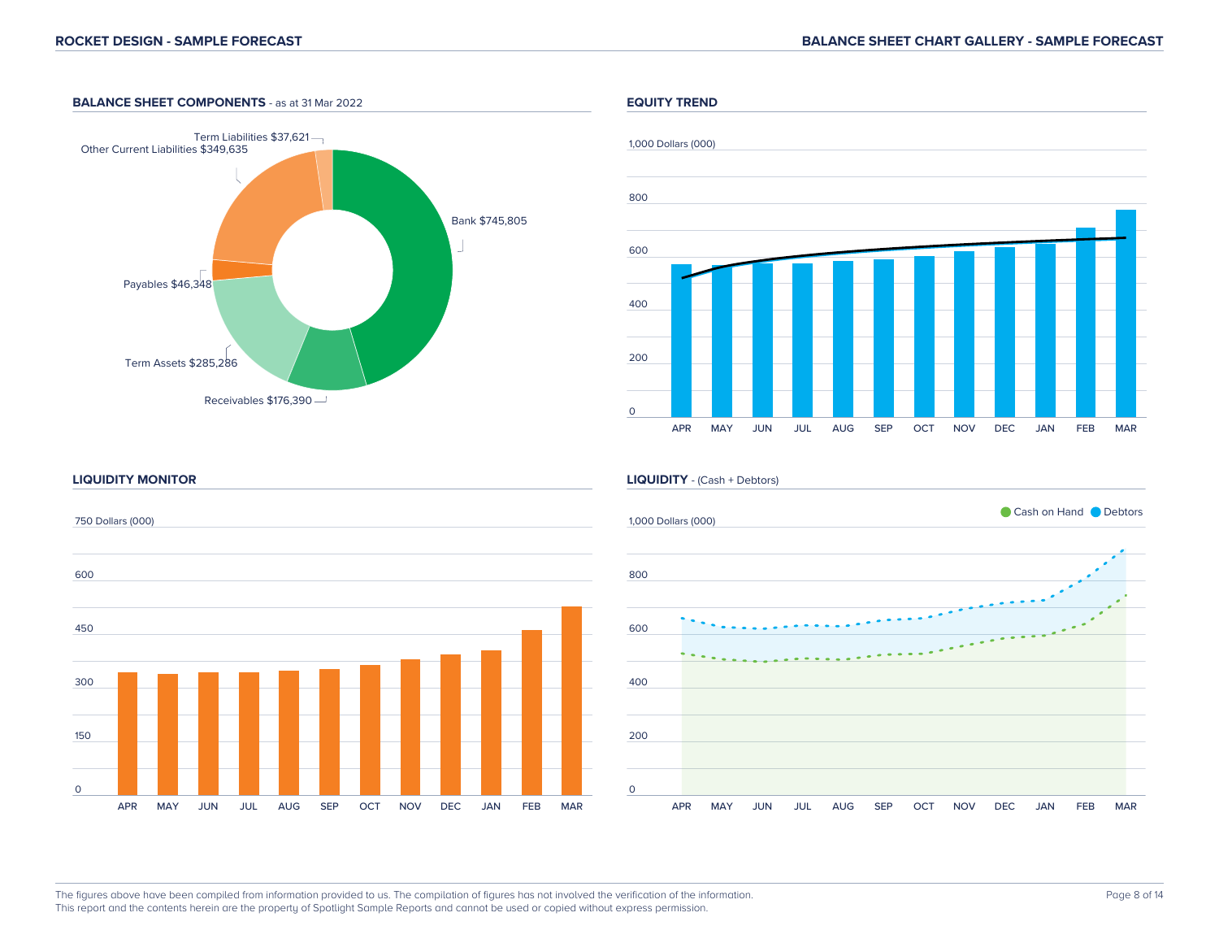## BALANCE SHEET COMPONENTS - as at 31 Mar 2022

Term Liabilities $37,621

Other Current Liabilities $349,635

Bank $745,805

Payables $46,348

Term Assets $285,286

Receivables $176,390

## EQUITY TREND

1,000 Dollars (000)

800

600

400

200

0

APR MAY JUN JUL AUG SEP OCT NOV DEC JAN FEB MAR

## LIQUIDITY MONITOR

750 Dollars (000)

600

450

300

150

0

APR MAY JUN JUL AUG SEP OCT NOV DEC JAN FEB MAR

## LIQUIDITY - (Cash + Debtors)

Cash on Hand   Debtors

1,000 Dollars (000)

800

600

400

200

0

APR MAY JUN JUL AUG SEP OCT NOV DEC JAN FEB MAR

The figures above have been compiled from information provided to us. The compilation of figures has not involved the verification of the information.
This report and the contents herein are the property of Spotlight Sample Reports and cannot be used or copied without express permission.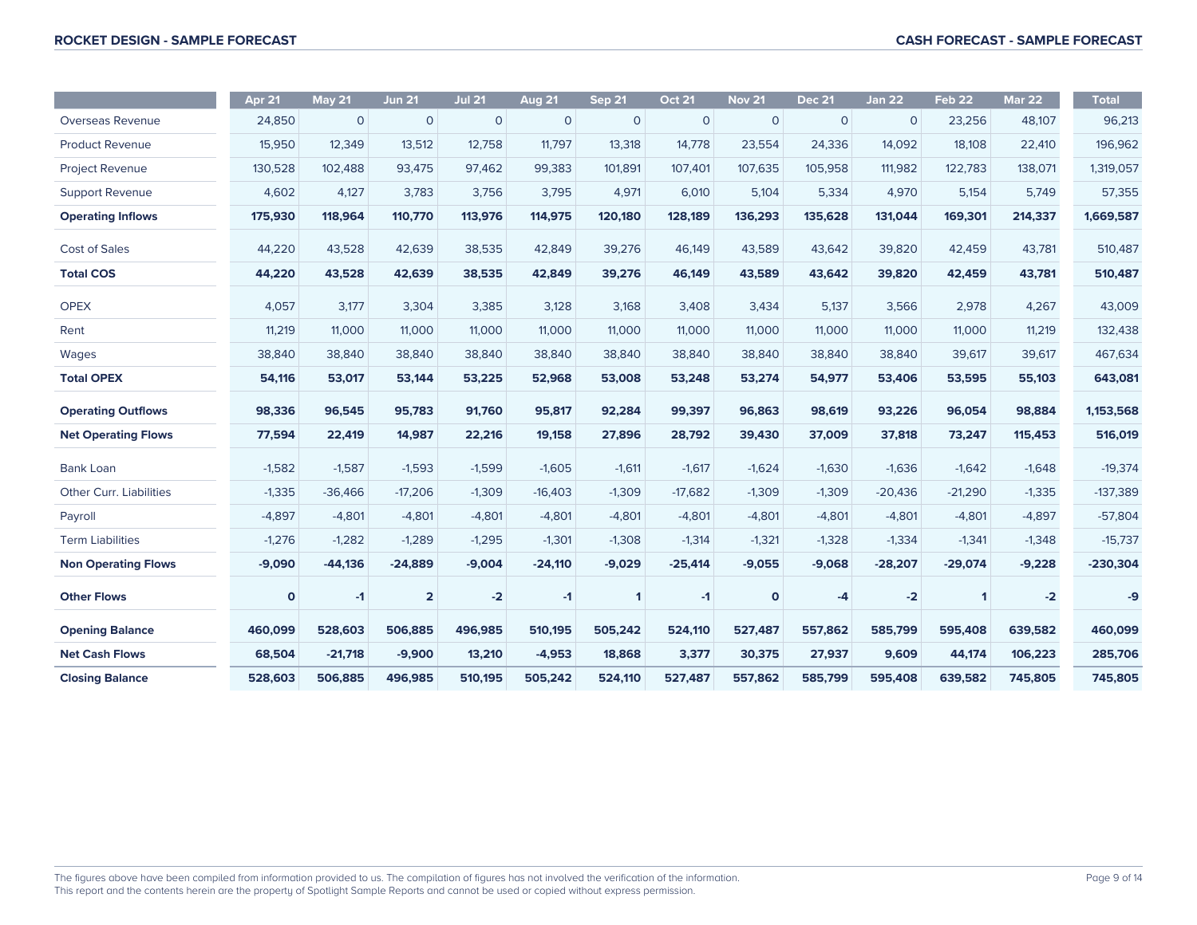| | Apr 21 | May 21 | Jun 21 | Jul 21 | Aug 21 | Sep 21 | Oct 21 | Nov 21 | Dec 21 | Jan 22 | Feb 22 | Mar 22 | Total |
|---|---|---|---|---|---|---|---|---|---|---|---|---|---|
| Overseas Revenue | 24,850 | 0 | 0 | 0 | 0 | 0 | 0 | 0 | 0 | 0 | 23,256 | 48,107 | 96,213 |
| Product Revenue | 15,950 | 12,349 | 13,512 | 12,758 | 11,797 | 13,318 | 14,778 | 23,554 | 24,336 | 14,092 | 18,108 | 22,410 | 196,962 |
| Project Revenue | 130,528 | 102,488 | 93,475 | 97,462 | 99,383 | 101,891 | 107,401 | 107,635 | 105,958 | 111,982 | 122,783 | 138,071 | 1,319,057 |
| Support Revenue | 4,602 | 4,127 | 3,783 | 3,756 | 3,795 | 4,971 | 6,010 | 5,104 | 5,334 | 4,970 | 5,154 | 5,749 | 57,355 |
| **Operating Inflows** | **175,930** | **118,964** | **110,770** | **113,976** | **114,975** | **120,180** | **128,189** | **136,293** | **135,628** | **131,044** | **169,301** | **214,337** | **1,669,587** |
| Cost of Sales | 44,220 | 43,528 | 42,639 | 38,535 | 42,849 | 39,276 | 46,149 | 43,589 | 43,642 | 39,820 | 42,459 | 43,781 | 510,487 |
| **Total COS** | **44,220** | **43,528** | **42,639** | **38,535** | **42,849** | **39,276** | **46,149** | **43,589** | **43,642** | **39,820** | **42,459** | **43,781** | **510,487** |
| OPEX | 4,057 | 3,177 | 3,304 | 3,385 | 3,128 | 3,168 | 3,408 | 3,434 | 5,137 | 3,566 | 2,978 | 4,267 | 43,009 |
| Rent | 11,219 | 11,000 | 11,000 | 11,000 | 11,000 | 11,000 | 11,000 | 11,000 | 11,000 | 11,000 | 11,000 | 11,219 | 132,438 |
| Wages | 38,840 | 38,840 | 38,840 | 38,840 | 38,840 | 38,840 | 38,840 | 38,840 | 38,840 | 38,840 | 39,617 | 39,617 | 467,634 |
| **Total OPEX** | **54,116** | **53,017** | **53,144** | **53,225** | **52,968** | **53,008** | **53,248** | **53,274** | **54,977** | **53,406** | **53,595** | **55,103** | **643,081** |
| **Operating Outflows** | **98,336** | **96,545** | **95,783** | **91,760** | **95,817** | **92,284** | **99,397** | **96,863** | **98,619** | **93,226** | **96,054** | **98,884** | **1,153,568** |
| **Net Operating Flows** | **77,594** | **22,419** | **14,987** | **22,216** | **19,158** | **27,896** | **28,792** | **39,430** | **37,009** | **37,818** | **73,247** | **115,453** | **516,019** |
| Bank Loan | -1,582 | -1,587 | -1,593 | -1,599 | -1,605 | -1,611 | -1,617 | -1,624 | -1,630 | -1,636 | -1,642 | -1,648 | -19,374 |
| Other Curr. Liabilities | -1,335 | -36,466 | -17,206 | -1,309 | -16,403 | -1,309 | -17,682 | -1,309 | -1,309 | -20,436 | -21,290 | -1,335 | -137,389 |
| Payroll | -4,897 | -4,801 | -4,801 | -4,801 | -4,801 | -4,801 | -4,801 | -4,801 | -4,801 | -4,801 | -4,801 | -4,897 | -57,804 |
| Term Liabilities | -1,276 | -1,282 | -1,289 | -1,295 | -1,301 | -1,308 | -1,314 | -1,321 | -1,328 | -1,334 | -1,341 | -1,348 | -15,737 |
| **Non Operating Flows** | **-9,090** | **-44,136** | **-24,889** | **-9,004** | **-24,110** | **-9,029** | **-25,414** | **-9,055** | **-9,068** | **-28,207** | **-29,074** | **-9,228** | **-230,304** |
| **Other Flows** | **0** | **-1** | **2** | **-2** | **-1** | **1** | **-1** | **0** | **-4** | **-2** | **1** | **-2** | **-9** |
| **Opening Balance** | **460,099** | **528,603** | **506,885** | **496,985** | **510,195** | **505,242** | **524,110** | **527,487** | **557,862** | **585,799** | **595,408** | **639,582** | **460,099** |
| **Net Cash Flows** | **68,504** | **-21,718** | **-9,900** | **13,210** | **-4,953** | **18,868** | **3,377** | **30,375** | **27,937** | **9,609** | **44,174** | **106,223** | **285,706** |
| **Closing Balance** | **528,603** | **506,885** | **496,985** | **510,195** | **505,242** | **524,110** | **527,487** | **557,862** | **585,799** | **595,408** | **639,582** | **745,805** | **745,805** |

The figures above have been compiled from information provided to us. The compilation of figures has not involved the verification of the information.
This report and the contents herein are the property of Spotlight Sample Reports and cannot be used or copied without express permission.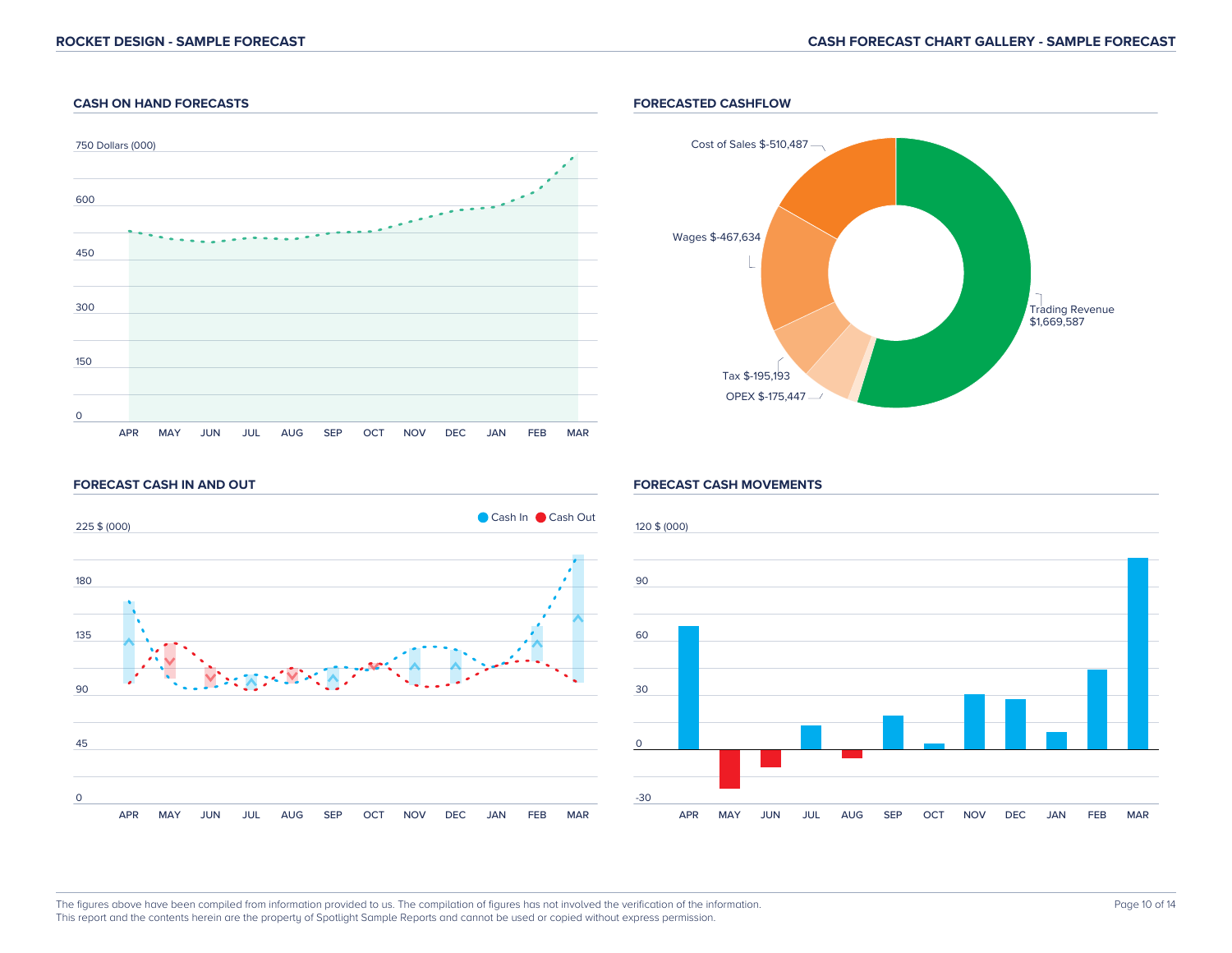# ROCKET DESIGN - SAMPLE FORECAST

## CASH FORECAST CHART GALLERY - SAMPLE FORECAST

### CASH ON HAND FORECASTS

750 Dollars (000)

600

450

300

150

0

APR MAY JUN JUL AUG SEP OCT NOV DEC JAN FEB MAR

### FORECASTED CASHFLOW

Cost of Sales $-510,487

Wages $-467,634

Tax $-195,193

OPEX $-175,447

Trading Revenue $1,669,587

### FORECAST CASH IN AND OUT

Cash In Cash Out

225 $ (000)

180

135

90

45

0

APR MAY JUN JUL AUG SEP OCT NOV DEC JAN FEB MAR

### FORECAST CASH MOVEMENTS

120 $ (000)

90

60

30

0

-30

APR MAY JUN JUL AUG SEP OCT NOV DEC JAN FEB MAR

The figures above have been compiled from information provided to us. The compilation of figures has not involved the verification of the information.
This report and the contents herein are the property of Spotlight Sample Reports and cannot be used or copied without express permission.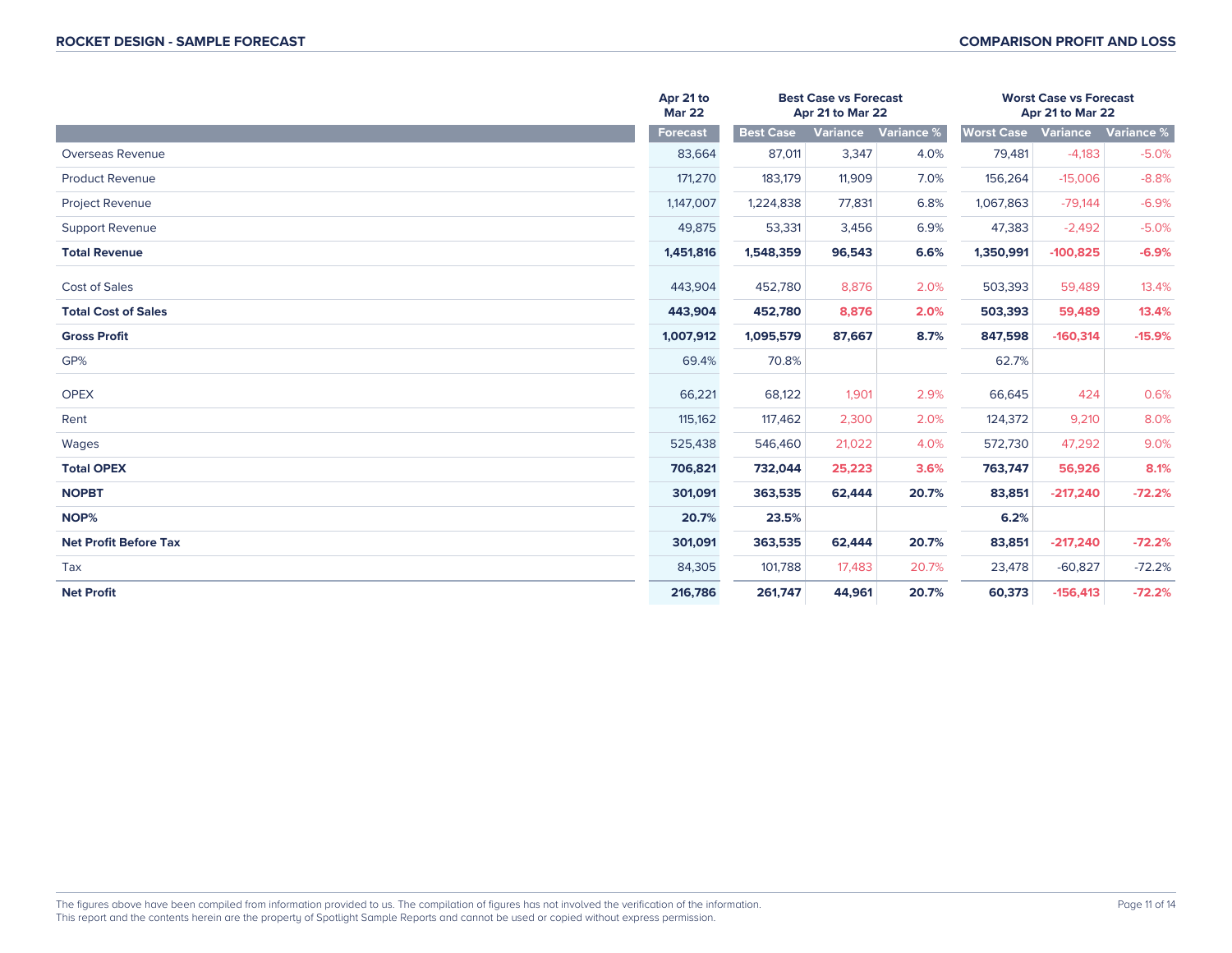## ROCKET DESIGN - SAMPLE FORECAST

## COMPARISON PROFIT AND LOSS

| | Apr 21 to Mar 22 | Best Case vs Forecast Apr 21 to Mar 22 | | | Worst Case vs Forecast Apr 21 to Mar 22 | | |
|---|---|---|---|---|---|---|---|
| | Forecast | Best Case | Variance | Variance % | Worst Case | Variance | Variance % |
| Overseas Revenue | 83,664 | 87,011 | 3,347 | 4.0% | 79,481 | -4,183 | -5.0% |
| Product Revenue | 171,270 | 183,179 | 11,909 | 7.0% | 156,264 | -15,006 | -8.8% |
| Project Revenue | 1,147,007 | 1,224,838 | 77,831 | 6.8% | 1,067,863 | -79,144 | -6.9% |
| Support Revenue | 49,875 | 53,331 | 3,456 | 6.9% | 47,383 | -2,492 | -5.0% |
| **Total Revenue** | **1,451,816** | **1,548,359** | **96,543** | **6.6%** | **1,350,991** | **-100,825** | **-6.9%** |
| Cost of Sales | 443,904 | 452,780 | 8,876 | 2.0% | 503,393 | 59,489 | 13.4% |
| **Total Cost of Sales** | **443,904** | **452,780** | **8,876** | **2.0%** | **503,393** | **59,489** | **13.4%** |
| **Gross Profit** | **1,007,912** | **1,095,579** | **87,667** | **8.7%** | **847,598** | **-160,314** | **-15.9%** |
| GP% | 69.4% | 70.8% | | | 62.7% | | |
| OPEX | 66,221 | 68,122 | 1,901 | 2.9% | 66,645 | 424 | 0.6% |
| Rent | 115,162 | 117,462 | 2,300 | 2.0% | 124,372 | 9,210 | 8.0% |
| Wages | 525,438 | 546,460 | 21,022 | 4.0% | 572,730 | 47,292 | 9.0% |
| **Total OPEX** | **706,821** | **732,044** | **25,223** | **3.6%** | **763,747** | **56,926** | **8.1%** |
| **NOPBT** | **301,091** | **363,535** | **62,444** | **20.7%** | **83,851** | **-217,240** | **-72.2%** |
| **NOP%** | **20.7%** | **23.5%** | | | **6.2%** | | |
| **Net Profit Before Tax** | **301,091** | **363,535** | **62,444** | **20.7%** | **83,851** | **-217,240** | **-72.2%** |
| Tax | 84,305 | 101,788 | 17,483 | 20.7% | 23,478 | -60,827 | -72.2% |
| **Net Profit** | **216,786** | **261,747** | **44,961** | **20.7%** | **60,373** | **-156,413** | **-72.2%** |

The figures above have been compiled from information provided to us. The compilation of figures has not involved the verification of the information.
This report and the contents herein are the property of Spotlight Sample Reports and cannot be used or copied without express permission.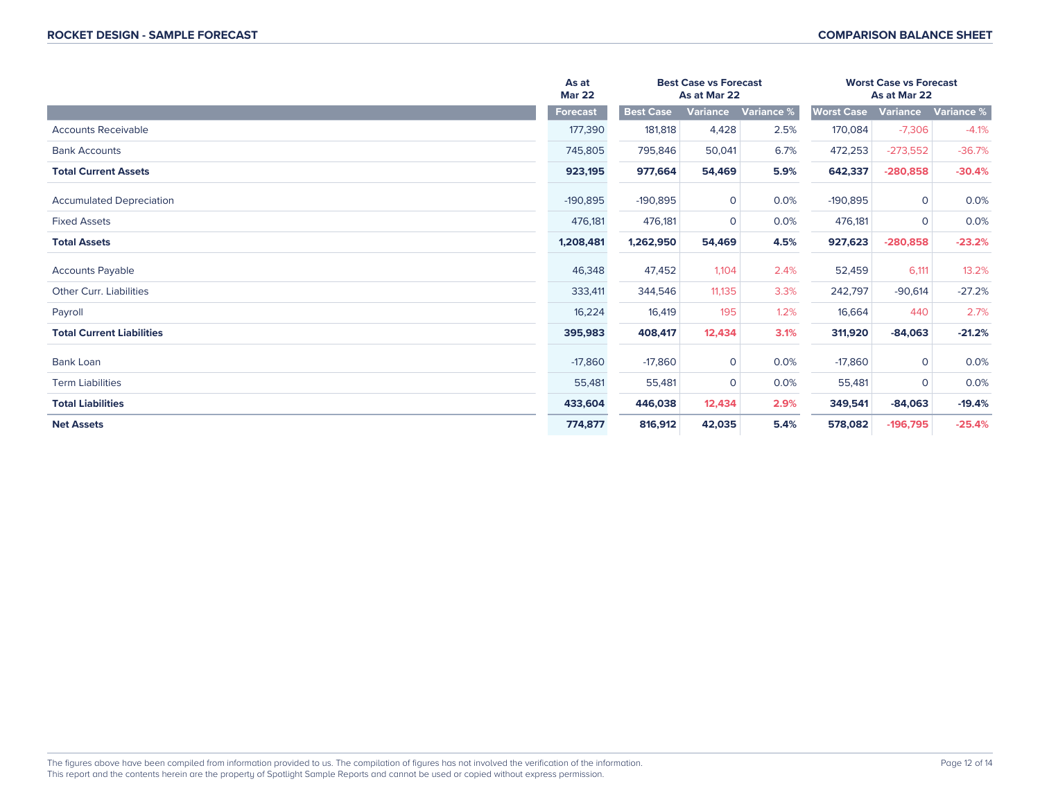| | As at Mar 22 | Best Case vs Forecast As at Mar 22 | | | Worst Case vs Forecast As at Mar 22 | | |
|---|---|---|---|---|---|---|---|
| | Forecast | Best Case | Variance | Variance % | Worst Case | Variance | Variance % |
| Accounts Receivable | 177,390 | 181,818 | 4,428 | 2.5% | 170,084 | -7,306 | -4.1% |
| Bank Accounts | 745,805 | 795,846 | 50,041 | 6.7% | 472,253 | -273,552 | -36.7% |
| **Total Current Assets** | **923,195** | **977,664** | **54,469** | **5.9%** | **642,337** | **-280,858** | **-30.4%** |
| Accumulated Depreciation | -190,895 | -190,895 | 0 | 0.0% | -190,895 | 0 | 0.0% |
| Fixed Assets | 476,181 | 476,181 | 0 | 0.0% | 476,181 | 0 | 0.0% |
| **Total Assets** | **1,208,481** | **1,262,950** | **54,469** | **4.5%** | **927,623** | **-280,858** | **-23.2%** |
| Accounts Payable | 46,348 | 47,452 | 1,104 | 2.4% | 52,459 | 6,111 | 13.2% |
| Other Curr. Liabilities | 333,411 | 344,546 | 11,135 | 3.3% | 242,797 | -90,614 | -27.2% |
| Payroll | 16,224 | 16,419 | 195 | 1.2% | 16,664 | 440 | 2.7% |
| **Total Current Liabilities** | **395,983** | **408,417** | **12,434** | **3.1%** | **311,920** | **-84,063** | **-21.2%** |
| Bank Loan | -17,860 | -17,860 | 0 | 0.0% | -17,860 | 0 | 0.0% |
| Term Liabilities | 55,481 | 55,481 | 0 | 0.0% | 55,481 | 0 | 0.0% |
| **Total Liabilities** | **433,604** | **446,038** | **12,434** | **2.9%** | **349,541** | **-84,063** | **-19.4%** |
| **Net Assets** | **774,877** | **816,912** | **42,035** | **5.4%** | **578,082** | **-196,795** | **-25.4%** |

The figures above have been compiled from information provided to us. The compilation of figures has not involved the verification of the information.
This report and the contents herein are the property of Spotlight Sample Reports and cannot be used or copied without express permission.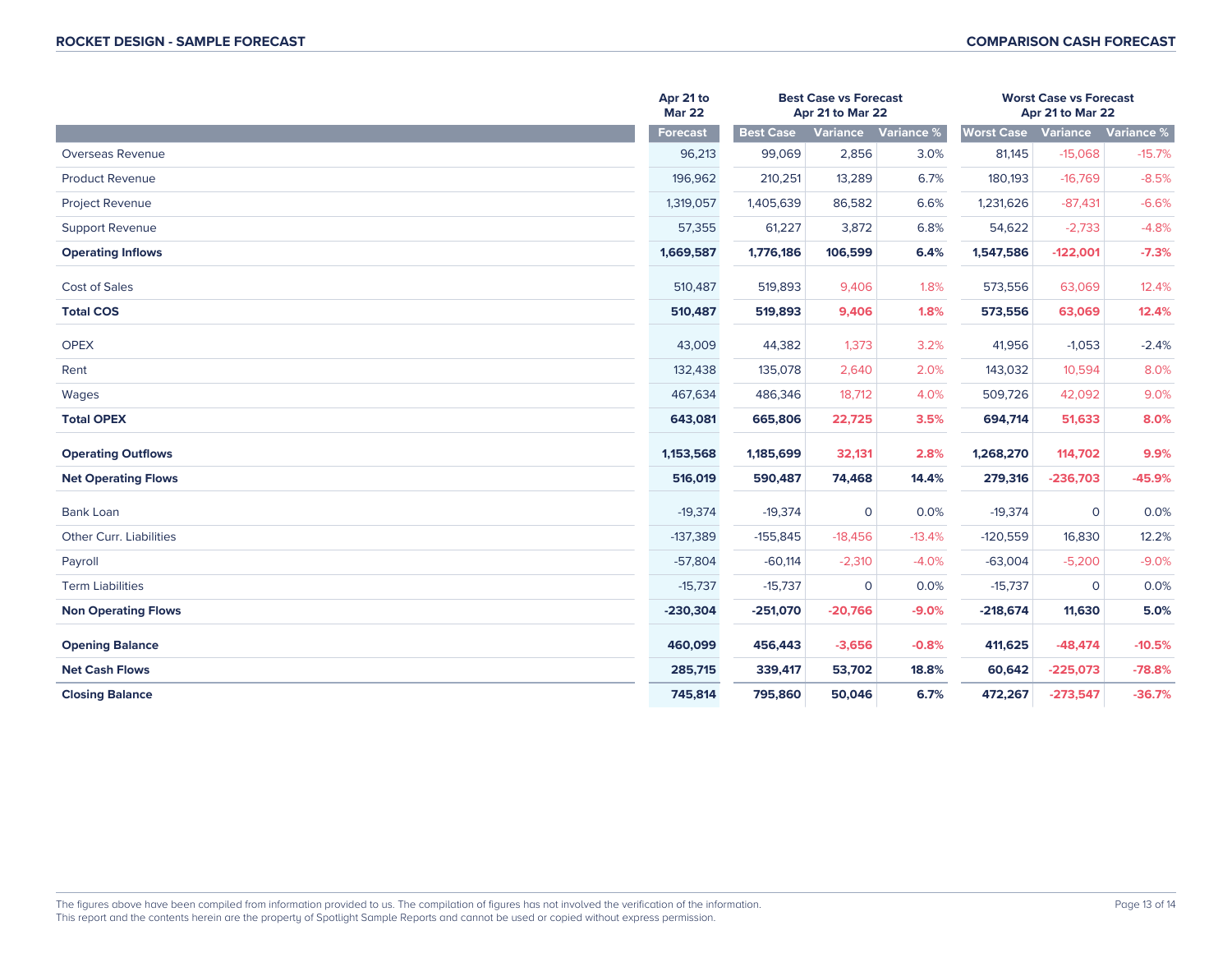| | Apr 21 to Mar 22 | Best Case vs Forecast Apr 21 to Mar 22 | | | Worst Case vs Forecast Apr 21 to Mar 22 | | |
|---|---|---|---|---|---|---|---|
| | Forecast | Best Case | Variance | Variance % | Worst Case | Variance | Variance % |
| Overseas Revenue | 96,213 | 99,069 | 2,856 | 3.0% | 81,145 | -15,068 | -15.7% |
| Product Revenue | 196,962 | 210,251 | 13,289 | 6.7% | 180,193 | -16,769 | -8.5% |
| Project Revenue | 1,319,057 | 1,405,639 | 86,582 | 6.6% | 1,231,626 | -87,431 | -6.6% |
| Support Revenue | 57,355 | 61,227 | 3,872 | 6.8% | 54,622 | -2,733 | -4.8% |
| **Operating Inflows** | **1,669,587** | **1,776,186** | **106,599** | **6.4%** | **1,547,586** | **-122,001** | **-7.3%** |
| Cost of Sales | 510,487 | 519,893 | 9,406 | 1.8% | 573,556 | 63,069 | 12.4% |
| **Total COS** | **510,487** | **519,893** | **9,406** | **1.8%** | **573,556** | **63,069** | **12.4%** |
| OPEX | 43,009 | 44,382 | 1,373 | 3.2% | 41,956 | -1,053 | -2.4% |
| Rent | 132,438 | 135,078 | 2,640 | 2.0% | 143,032 | 10,594 | 8.0% |
| Wages | 467,634 | 486,346 | 18,712 | 4.0% | 509,726 | 42,092 | 9.0% |
| **Total OPEX** | **643,081** | **665,806** | **22,725** | **3.5%** | **694,714** | **51,633** | **8.0%** |
| **Operating Outflows** | **1,153,568** | **1,185,699** | **32,131** | **2.8%** | **1,268,270** | **114,702** | **9.9%** |
| **Net Operating Flows** | **516,019** | **590,487** | **74,468** | **14.4%** | **279,316** | **-236,703** | **-45.9%** |
| Bank Loan | -19,374 | -19,374 | 0 | 0.0% | -19,374 | 0 | 0.0% |
| Other Curr. Liabilities | -137,389 | -155,845 | -18,456 | -13.4% | -120,559 | 16,830 | 12.2% |
| Payroll | -57,804 | -60,114 | -2,310 | -4.0% | -63,004 | -5,200 | -9.0% |
| Term Liabilities | -15,737 | -15,737 | 0 | 0.0% | -15,737 | 0 | 0.0% |
| **Non Operating Flows** | **-230,304** | **-251,070** | **-20,766** | **-9.0%** | **-218,674** | **11,630** | **5.0%** |
| **Opening Balance** | **460,099** | **456,443** | **-3,656** | **-0.8%** | **411,625** | **-48,474** | **-10.5%** |
| **Net Cash Flows** | **285,715** | **339,417** | **53,702** | **18.8%** | **60,642** | **-225,073** | **-78.8%** |
| **Closing Balance** | **745,814** | **795,860** | **50,046** | **6.7%** | **472,267** | **-273,547** | **-36.7%** |

The figures above have been compiled from information provided to us. The compilation of figures has not involved the verification of the information.
This report and the contents herein are the property of Spotlight Sample Reports and cannot be used or copied without express permission.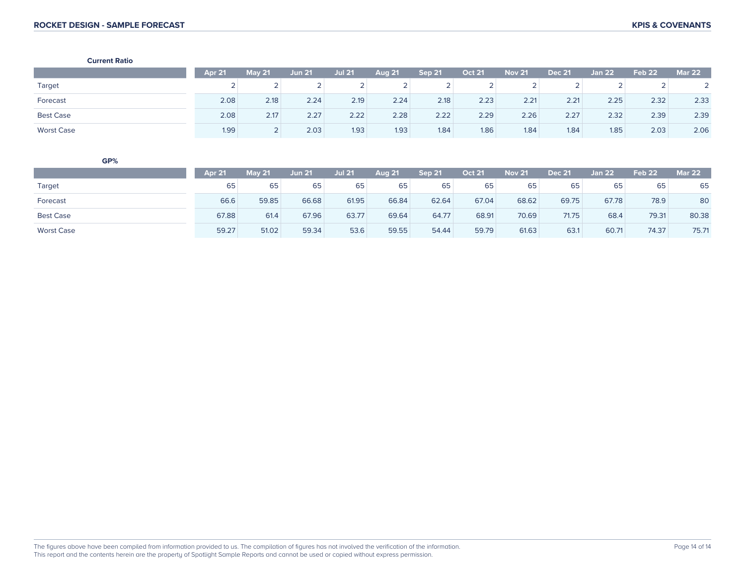**Current Ratio**

| | Apr 21 | May 21 | Jun 21 | Jul 21 | Aug 21 | Sep 21 | Oct 21 | Nov 21 | Dec 21 | Jan 22 | Feb 22 | Mar 22 |
|---|---|---|---|---|---|---|---|---|---|---|---|---|
| Target | 2 | 2 | 2 | 2 | 2 | 2 | 2 | 2 | 2 | 2 | 2 | 2 |
| Forecast | 2.08 | 2.18 | 2.24 | 2.19 | 2.24 | 2.18 | 2.23 | 2.21 | 2.21 | 2.25 | 2.32 | 2.33 |
| Best Case | 2.08 | 2.17 | 2.27 | 2.22 | 2.28 | 2.22 | 2.29 | 2.26 | 2.27 | 2.32 | 2.39 | 2.39 |
| Worst Case | 1.99 | 2 | 2.03 | 1.93 | 1.93 | 1.84 | 1.86 | 1.84 | 1.84 | 1.85 | 2.03 | 2.06 |

**GP%**

| | Apr 21 | May 21 | Jun 21 | Jul 21 | Aug 21 | Sep 21 | Oct 21 | Nov 21 | Dec 21 | Jan 22 | Feb 22 | Mar 22 |
|---|---|---|---|---|---|---|---|---|---|---|---|---|
| Target | 65 | 65 | 65 | 65 | 65 | 65 | 65 | 65 | 65 | 65 | 65 | 65 |
| Forecast | 66.6 | 59.85 | 66.68 | 61.95 | 66.84 | 62.64 | 67.04 | 68.62 | 69.75 | 67.78 | 78.9 | 80 |
| Best Case | 67.88 | 61.4 | 67.96 | 63.77 | 69.64 | 64.77 | 68.91 | 70.69 | 71.75 | 68.4 | 79.31 | 80.38 |
| Worst Case | 59.27 | 51.02 | 59.34 | 53.6 | 59.55 | 54.44 | 59.79 | 61.63 | 63.1 | 60.71 | 74.37 | 75.71 |

The figures above have been compiled from information provided to us. The compilation of figures has not involved the verification of the information.
This report and the contents herein are the property of Spotlight Sample Reports and cannot be used or copied without express permission.